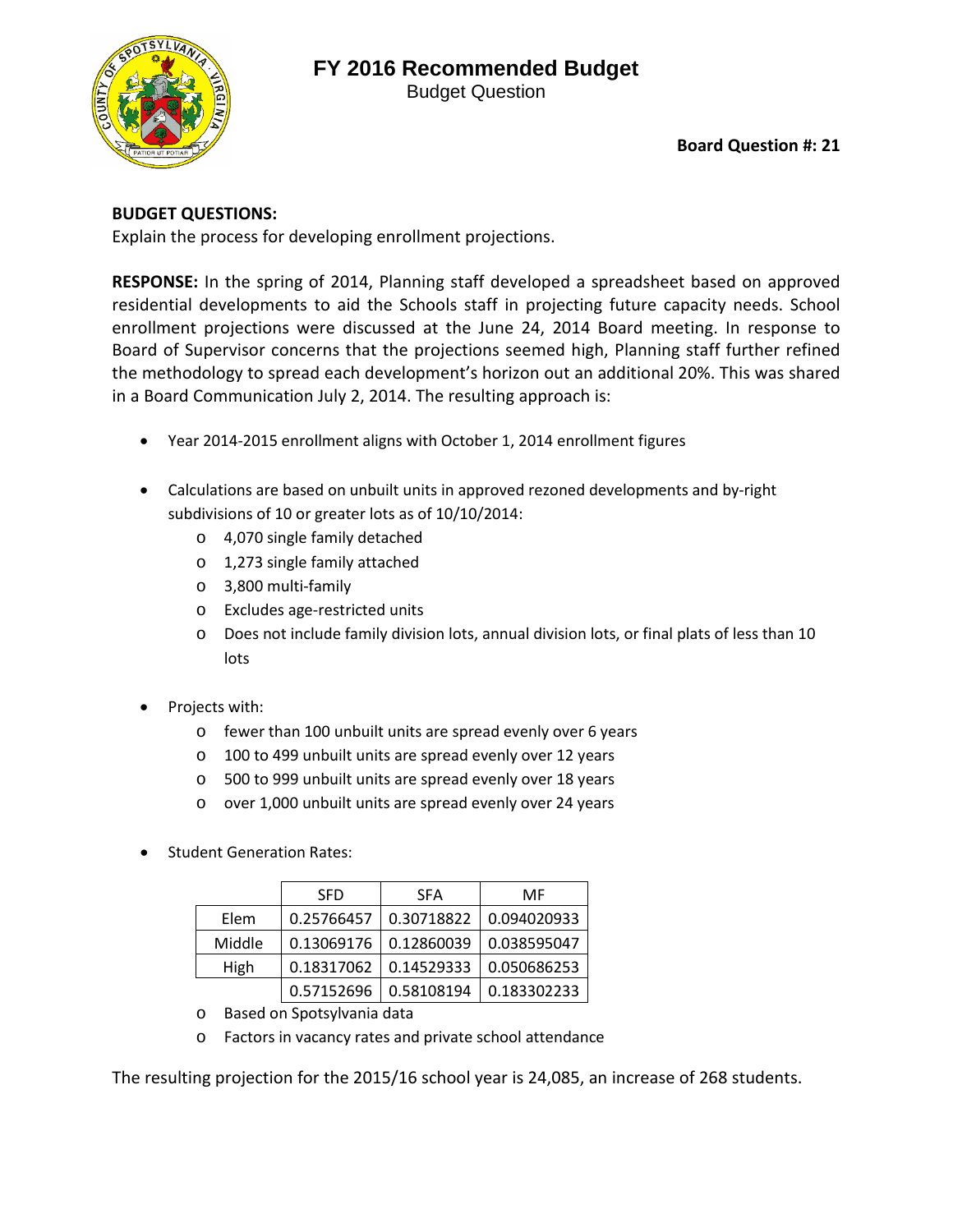# FY 2016 Recommended Budget

Budget Question

**Board Question #: 21**

**BUDGET QUESTIONS:**

Explain the process for developing enrollment projections.

**RESPONSE:** In the spring of 2014, Planning staff developed a spreadsheet based on approved residential developments to aid the Schools staff in projecting future capacity needs. School enrollment projections were discussed at the June 24, 2014 Board meeting. In response to Board of Supervisor concerns that the projections seemed high, Planning staff further refined the methodology to spread each development's horizon out an additional 20%. This was shared in a Board Communication July 2, 2014. The resulting approach is:

- Year 2014-2015 enrollment aligns with October 1, 2014 enrollment figures
- Calculations are based on unbuilt units in approved rezoned developments and by-right subdivisions of 10 or greater lots as of 10/10/2014:
  - 4,070 single family detached
  - 1,273 single family attached
  - 3,800 multi-family
  - Excludes age-restricted units
  - Does not include family division lots, annual division lots, or final plats of less than 10 lots
- Projects with:
  - fewer than 100 unbuilt units are spread evenly over 6 years
  - 100 to 499 unbuilt units are spread evenly over 12 years
  - 500 to 999 unbuilt units are spread evenly over 18 years
  - over 1,000 unbuilt units are spread evenly over 24 years
- Student Generation Rates:

| | SFD | SFA | MF |
|---|---|---|---|
| Elem | 0.25766457 | 0.30718822 | 0.094020933 |
| Middle | 0.13069176 | 0.12860039 | 0.038595047 |
| High | 0.18317062 | 0.14529333 | 0.050686253 |
| | 0.57152696 | 0.58108194 | 0.183302233 |

  - Based on Spotsylvania data
  - Factors in vacancy rates and private school attendance

The resulting projection for the 2015/16 school year is 24,085, an increase of 268 students.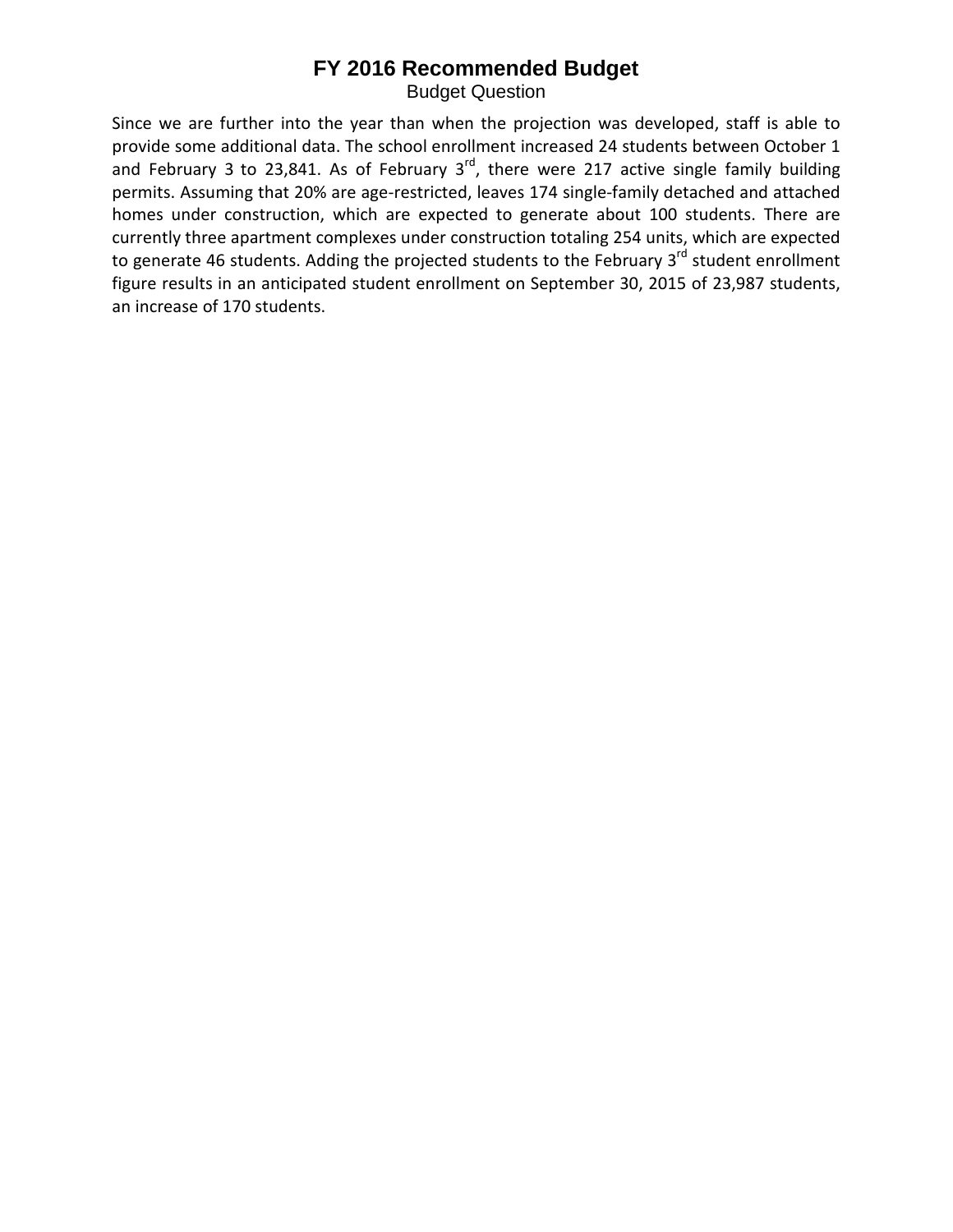Since we are further into the year than when the projection was developed, staff is able to provide some additional data. The school enrollment increased 24 students between October 1 and February 3 to 23,841. As of February 3rd, there were 217 active single family building permits. Assuming that 20% are age-restricted, leaves 174 single-family detached and attached homes under construction, which are expected to generate about 100 students. There are currently three apartment complexes under construction totaling 254 units, which are expected to generate 46 students. Adding the projected students to the February 3rd student enrollment figure results in an anticipated student enrollment on September 30, 2015 of 23,987 students, an increase of 170 students.